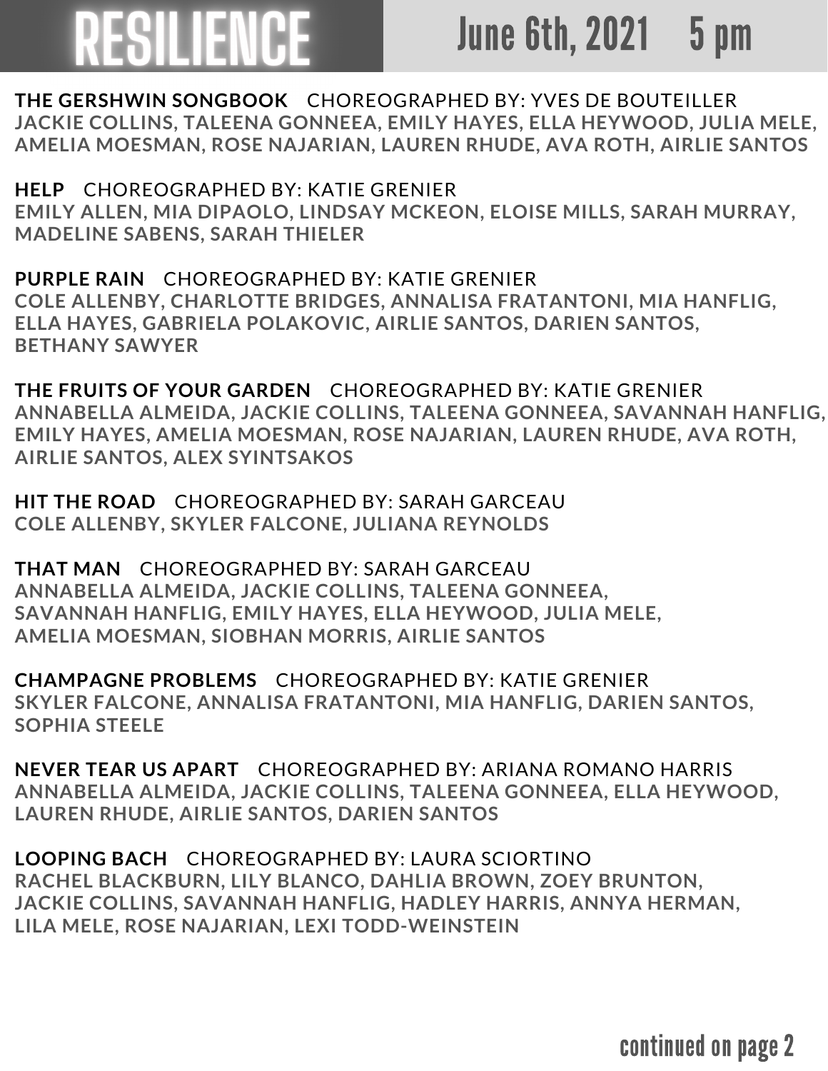# RESILIENCE

## June 6th, 2021 5 pm

**THE GERSHWIN SONGBOOK** CHOREOGRAPHED BY: YVES DE BOUTEILLER
JACKIE COLLINS, TALEENA GONNEEA, EMILY HAYES, ELLA HEYWOOD, JULIA MELE, AMELIA MOESMAN, ROSE NAJARIAN, LAUREN RHUDE, AVA ROTH, AIRLIE SANTOS

**HELP** CHOREOGRAPHED BY: KATIE GRENIER
EMILY ALLEN, MIA DIPAOLO, LINDSAY MCKEON, ELOISE MILLS, SARAH MURRAY, MADELINE SABENS, SARAH THIELER

**PURPLE RAIN** CHOREOGRAPHED BY: KATIE GRENIER
COLE ALLENBY, CHARLOTTE BRIDGES, ANNALISA FRATANTONI, MIA HANFLIG, ELLA HAYES, GABRIELA POLAKOVIC, AIRLIE SANTOS, DARIEN SANTOS, BETHANY SAWYER

**THE FRUITS OF YOUR GARDEN** CHOREOGRAPHED BY: KATIE GRENIER
ANNABELLA ALMEIDA, JACKIE COLLINS, TALEENA GONNEEA, SAVANNAH HANFLIG, EMILY HAYES, AMELIA MOESMAN, ROSE NAJARIAN, LAUREN RHUDE, AVA ROTH, AIRLIE SANTOS, ALEX SYINTSAKOS

**HIT THE ROAD** CHOREOGRAPHED BY: SARAH GARCEAU
COLE ALLENBY, SKYLER FALCONE, JULIANA REYNOLDS

**THAT MAN** CHOREOGRAPHED BY: SARAH GARCEAU
ANNABELLA ALMEIDA, JACKIE COLLINS, TALEENA GONNEEA, SAVANNAH HANFLIG, EMILY HAYES, ELLA HEYWOOD, JULIA MELE, AMELIA MOESMAN, SIOBHAN MORRIS, AIRLIE SANTOS

**CHAMPAGNE PROBLEMS** CHOREOGRAPHED BY: KATIE GRENIER
SKYLER FALCONE, ANNALISA FRATANTONI, MIA HANFLIG, DARIEN SANTOS, SOPHIA STEELE

**NEVER TEAR US APART** CHOREOGRAPHED BY: ARIANA ROMANO HARRIS
ANNABELLA ALMEIDA, JACKIE COLLINS, TALEENA GONNEEA, ELLA HEYWOOD, LAUREN RHUDE, AIRLIE SANTOS, DARIEN SANTOS

**LOOPING BACH** CHOREOGRAPHED BY: LAURA SCIORTINO
RACHEL BLACKBURN, LILY BLANCO, DAHLIA BROWN, ZOEY BRUNTON, JACKIE COLLINS, SAVANNAH HANFLIG, HADLEY HARRIS, ANNYA HERMAN, LILA MELE, ROSE NAJARIAN, LEXI TODD-WEINSTEIN

continued on page 2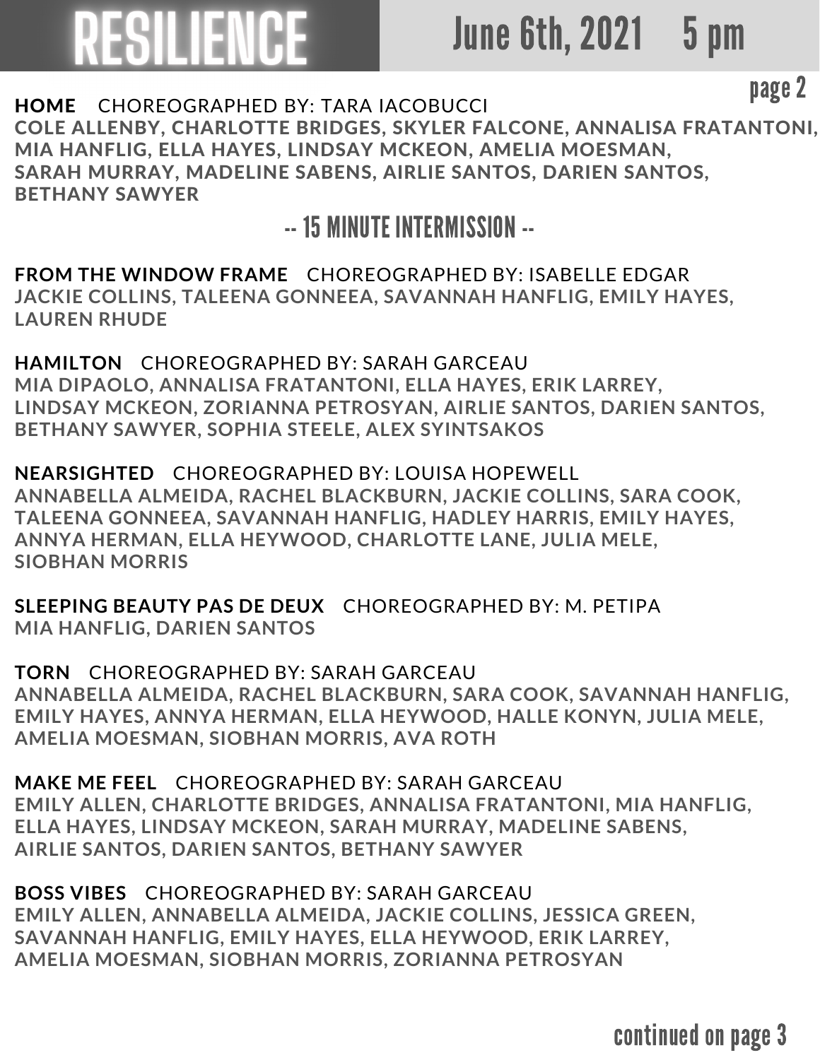# RESILIENCE

## June 6th, 2021 5 pm

**HOME** CHOREOGRAPHED BY: TARA IACOBUCCI
COLE ALLENBY, CHARLOTTE BRIDGES, SKYLER FALCONE, ANNALISA FRATANTONI, MIA HANFLIG, ELLA HAYES, LINDSAY MCKEON, AMELIA MOESMAN, SARAH MURRAY, MADELINE SABENS, AIRLIE SANTOS, DARIEN SANTOS, BETHANY SAWYER

## -- 15 MINUTE INTERMISSION --

**FROM THE WINDOW FRAME** CHOREOGRAPHED BY: ISABELLE EDGAR
JACKIE COLLINS, TALEENA GONNEEA, SAVANNAH HANFLIG, EMILY HAYES, LAUREN RHUDE

**HAMILTON** CHOREOGRAPHED BY: SARAH GARCEAU
MIA DIPAOLO, ANNALISA FRATANTONI, ELLA HAYES, ERIK LARREY, LINDSAY MCKEON, ZORIANNA PETROSYAN, AIRLIE SANTOS, DARIEN SANTOS, BETHANY SAWYER, SOPHIA STEELE, ALEX SYINTSAKOS

**NEARSIGHTED** CHOREOGRAPHED BY: LOUISA HOPEWELL
ANNABELLA ALMEIDA, RACHEL BLACKBURN, JACKIE COLLINS, SARA COOK, TALEENA GONNEEA, SAVANNAH HANFLIG, HADLEY HARRIS, EMILY HAYES, ANNYA HERMAN, ELLA HEYWOOD, CHARLOTTE LANE, JULIA MELE, SIOBHAN MORRIS

**SLEEPING BEAUTY PAS DE DEUX** CHOREOGRAPHED BY: M. PETIPA
MIA HANFLIG, DARIEN SANTOS

**TORN** CHOREOGRAPHED BY: SARAH GARCEAU
ANNABELLA ALMEIDA, RACHEL BLACKBURN, SARA COOK, SAVANNAH HANFLIG, EMILY HAYES, ANNYA HERMAN, ELLA HEYWOOD, HALLE KONYN, JULIA MELE, AMELIA MOESMAN, SIOBHAN MORRIS, AVA ROTH

**MAKE ME FEEL** CHOREOGRAPHED BY: SARAH GARCEAU
EMILY ALLEN, CHARLOTTE BRIDGES, ANNALISA FRATANTONI, MIA HANFLIG, ELLA HAYES, LINDSAY MCKEON, SARAH MURRAY, MADELINE SABENS, AIRLIE SANTOS, DARIEN SANTOS, BETHANY SAWYER

**BOSS VIBES** CHOREOGRAPHED BY: SARAH GARCEAU
EMILY ALLEN, ANNABELLA ALMEIDA, JACKIE COLLINS, JESSICA GREEN, SAVANNAH HANFLIG, EMILY HAYES, ELLA HEYWOOD, ERIK LARREY, AMELIA MOESMAN, SIOBHAN MORRIS, ZORIANNA PETROSYAN

continued on page 3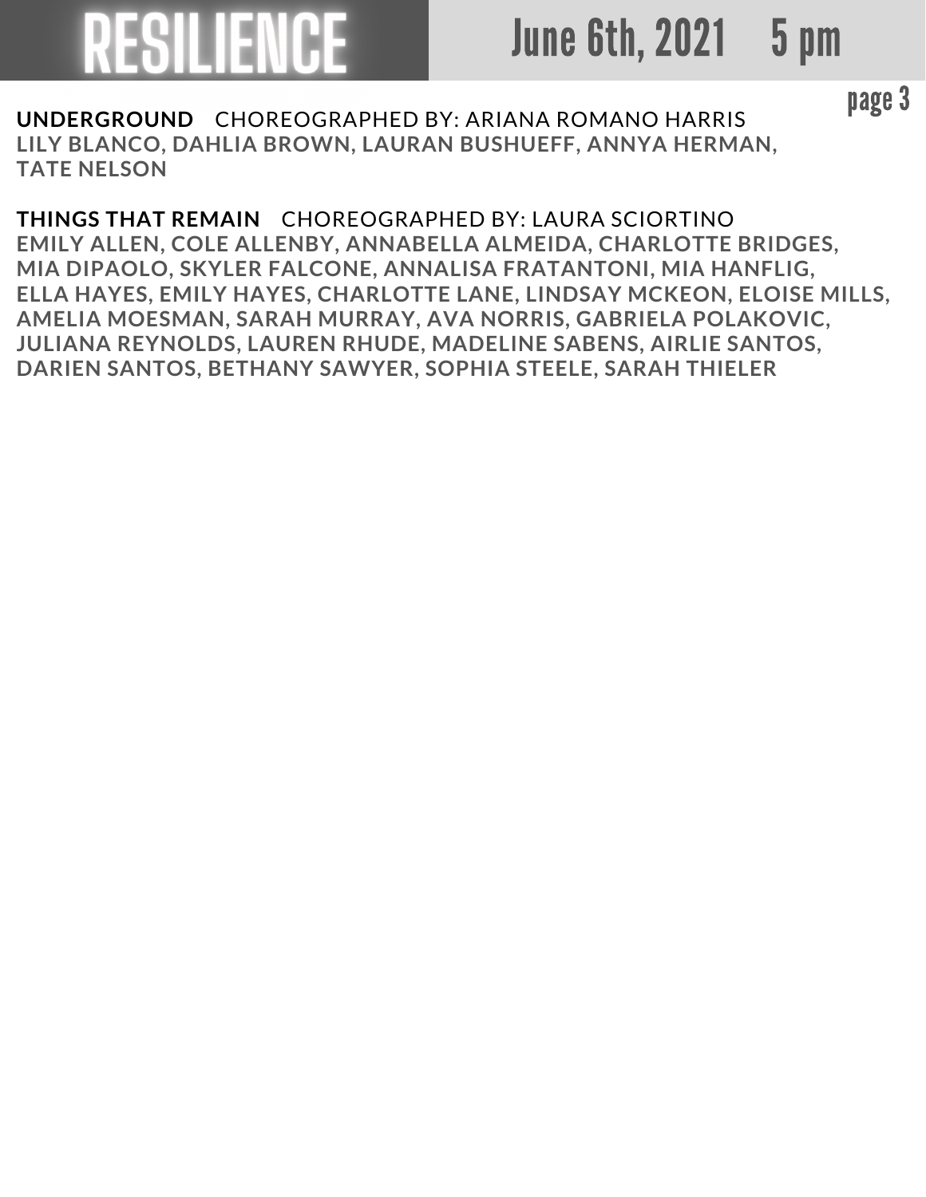**UNDERGROUND** CHOREOGRAPHED BY: ARIANA ROMANO HARRIS
**LILY BLANCO, DAHLIA BROWN, LAURAN BUSHUEFF, ANNYA HERMAN, TATE NELSON**

**THINGS THAT REMAIN** CHOREOGRAPHED BY: LAURA SCIORTINO
**EMILY ALLEN, COLE ALLENBY, ANNABELLA ALMEIDA, CHARLOTTE BRIDGES, MIA DIPAOLO, SKYLER FALCONE, ANNALISA FRATANTONI, MIA HANFLIG, ELLA HAYES, EMILY HAYES, CHARLOTTE LANE, LINDSAY MCKEON, ELOISE MILLS, AMELIA MOESMAN, SARAH MURRAY, AVA NORRIS, GABRIELA POLAKOVIC, JULIANA REYNOLDS, LAUREN RHUDE, MADELINE SABENS, AIRLIE SANTOS, DARIEN SANTOS, BETHANY SAWYER, SOPHIA STEELE, SARAH THIELER**